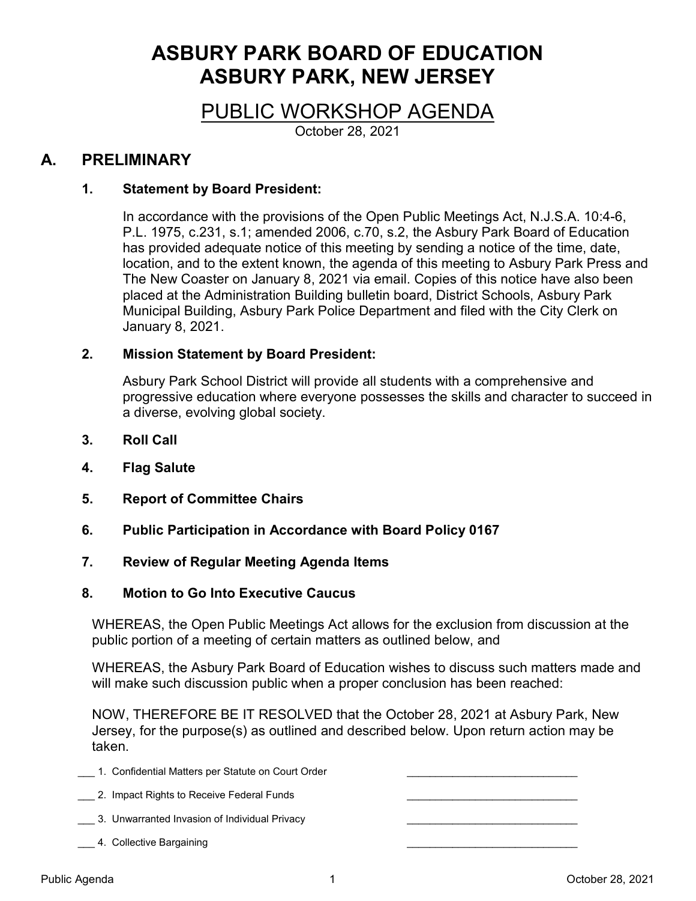# ASBURY PARK BOARD OF EDUCATION
# ASBURY PARK, NEW JERSEY

## PUBLIC WORKSHOP AGENDA

October 28, 2021

## A. PRELIMINARY

### 1. Statement by Board President:

In accordance with the provisions of the Open Public Meetings Act, N.J.S.A. 10:4-6, P.L. 1975, c.231, s.1; amended 2006, c.70, s.2, the Asbury Park Board of Education has provided adequate notice of this meeting by sending a notice of the time, date, location, and to the extent known, the agenda of this meeting to Asbury Park Press and The New Coaster on January 8, 2021 via email. Copies of this notice have also been placed at the Administration Building bulletin board, District Schools, Asbury Park Municipal Building, Asbury Park Police Department and filed with the City Clerk on January 8, 2021.

### 2. Mission Statement by Board President:

Asbury Park School District will provide all students with a comprehensive and progressive education where everyone possesses the skills and character to succeed in a diverse, evolving global society.

### 3. Roll Call

### 4. Flag Salute

### 5. Report of Committee Chairs

### 6. Public Participation in Accordance with Board Policy 0167

### 7. Review of Regular Meeting Agenda Items

### 8. Motion to Go Into Executive Caucus

WHEREAS, the Open Public Meetings Act allows for the exclusion from discussion at the public portion of a meeting of certain matters as outlined below, and

WHEREAS, the Asbury Park Board of Education wishes to discuss such matters made and will make such discussion public when a proper conclusion has been reached:

NOW, THEREFORE BE IT RESOLVED that the October 28, 2021 at Asbury Park, New Jersey, for the purpose(s) as outlined and described below. Upon return action may be taken.

___ 1. Confidential Matters per Statute on Court Order ___________________________

___ 2. Impact Rights to Receive Federal Funds ___________________________

___ 3. Unwarranted Invasion of Individual Privacy ___________________________

___ 4. Collective Bargaining ___________________________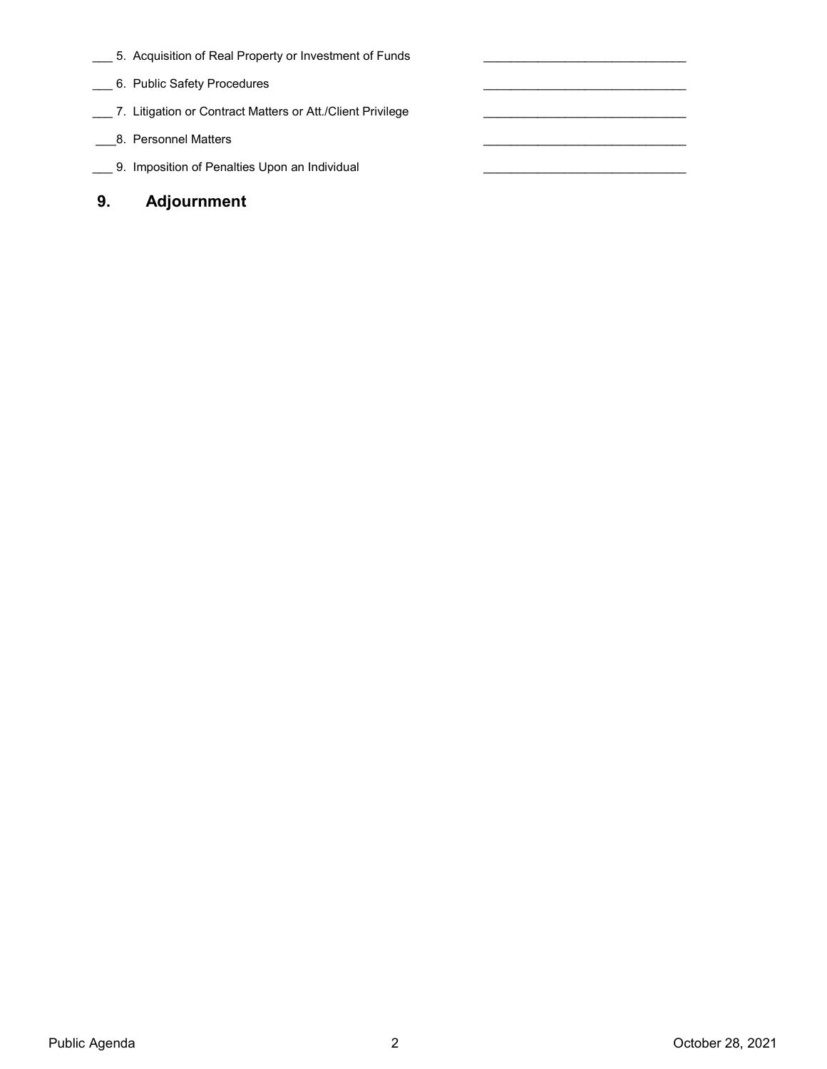___ 5. Acquisition of Real Property or Investment of Funds ______________________________

___ 6. Public Safety Procedures ______________________________

___ 7. Litigation or Contract Matters or Att./Client Privilege ______________________________

___8. Personnel Matters ______________________________

___ 9. Imposition of Penalties Upon an Individual ______________________________

## 9. Adjournment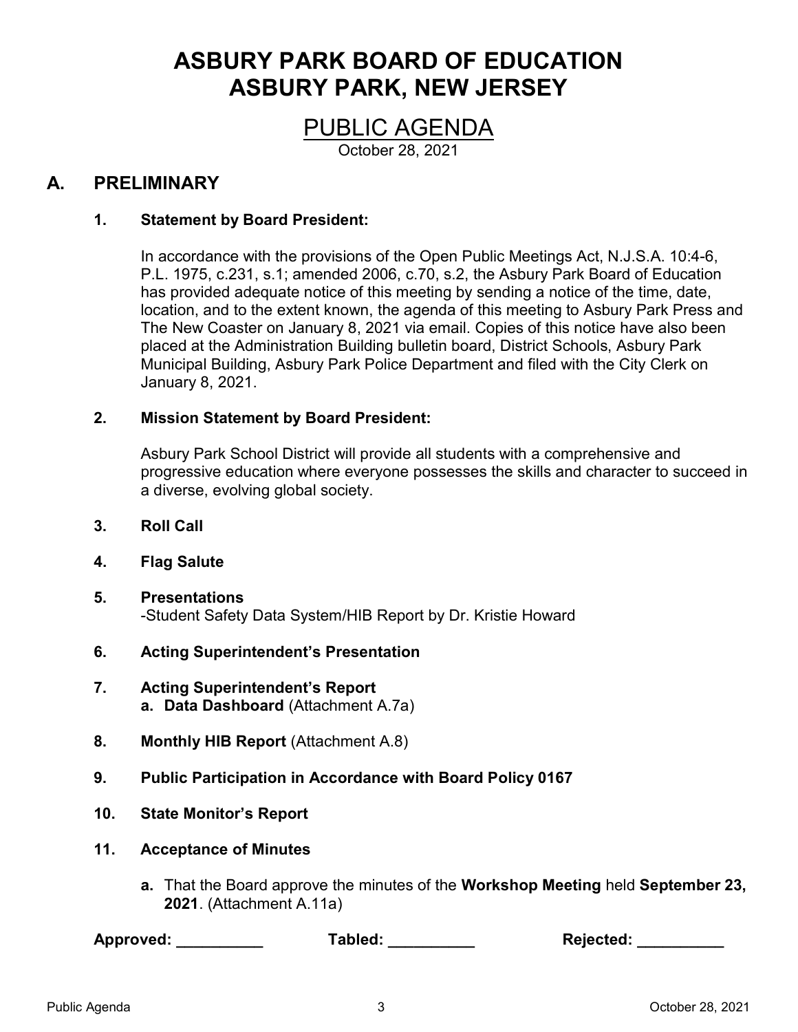# ASBURY PARK BOARD OF EDUCATION
# ASBURY PARK, NEW JERSEY

## PUBLIC AGENDA

October 28, 2021

## A. PRELIMINARY

### 1. Statement by Board President:

In accordance with the provisions of the Open Public Meetings Act, N.J.S.A. 10:4-6, P.L. 1975, c.231, s.1; amended 2006, c.70, s.2, the Asbury Park Board of Education has provided adequate notice of this meeting by sending a notice of the time, date, location, and to the extent known, the agenda of this meeting to Asbury Park Press and The New Coaster on January 8, 2021 via email. Copies of this notice have also been placed at the Administration Building bulletin board, District Schools, Asbury Park Municipal Building, Asbury Park Police Department and filed with the City Clerk on January 8, 2021.

### 2. Mission Statement by Board President:

Asbury Park School District will provide all students with a comprehensive and progressive education where everyone possesses the skills and character to succeed in a diverse, evolving global society.

### 3. Roll Call

### 4. Flag Salute

### 5. Presentations

-Student Safety Data System/HIB Report by Dr. Kristie Howard

### 6. Acting Superintendent's Presentation

### 7. Acting Superintendent's Report

a. **Data Dashboard** (Attachment A.7a)

### 8. Monthly HIB Report (Attachment A.8)

### 9. Public Participation in Accordance with Board Policy 0167

### 10. State Monitor's Report

### 11. Acceptance of Minutes

a. That the Board approve the minutes of the **Workshop Meeting** held **September 23, 2021**. (Attachment A.11a)

**Approved:** __________ **Tabled:** __________ **Rejected:** __________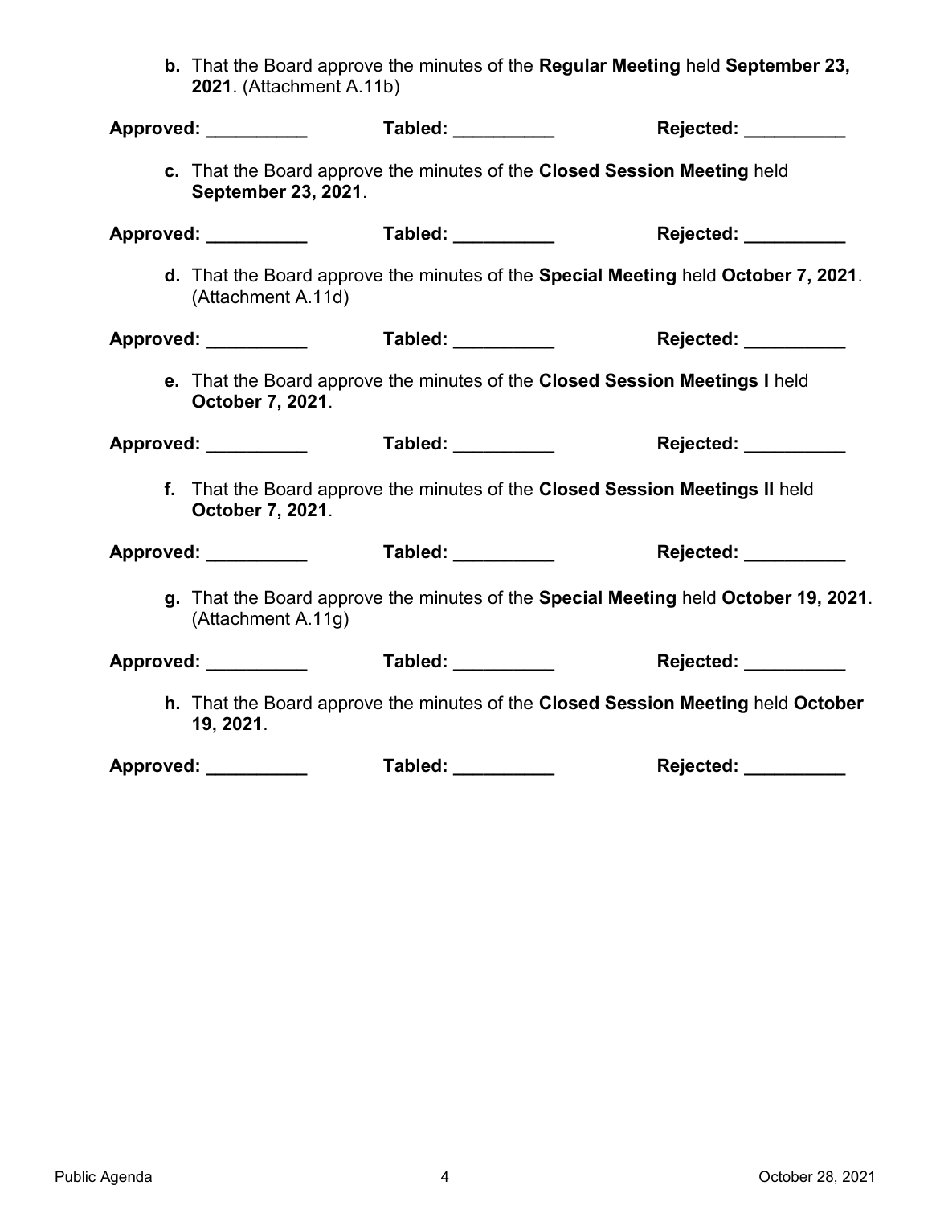**b.** That the Board approve the minutes of the **Regular Meeting** held **September 23, 2021**. (Attachment A.11b)

**Approved:** __________ **Tabled:** __________ **Rejected:** __________

**c.** That the Board approve the minutes of the **Closed Session Meeting** held **September 23, 2021**.

**Approved:** __________ **Tabled:** __________ **Rejected:** __________

**d.** That the Board approve the minutes of the **Special Meeting** held **October 7, 2021**. (Attachment A.11d)

**Approved:** __________ **Tabled:** __________ **Rejected:** __________

**e.** That the Board approve the minutes of the **Closed Session Meetings I** held **October 7, 2021**.

**Approved:** __________ **Tabled:** __________ **Rejected:** __________

**f.** That the Board approve the minutes of the **Closed Session Meetings II** held **October 7, 2021**.

**Approved:** __________ **Tabled:** __________ **Rejected:** __________

**g.** That the Board approve the minutes of the **Special Meeting** held **October 19, 2021**. (Attachment A.11g)

**Approved:** __________ **Tabled:** __________ **Rejected:** __________

**h.** That the Board approve the minutes of the **Closed Session Meeting** held **October 19, 2021**.

**Approved:** __________ **Tabled:** __________ **Rejected:** __________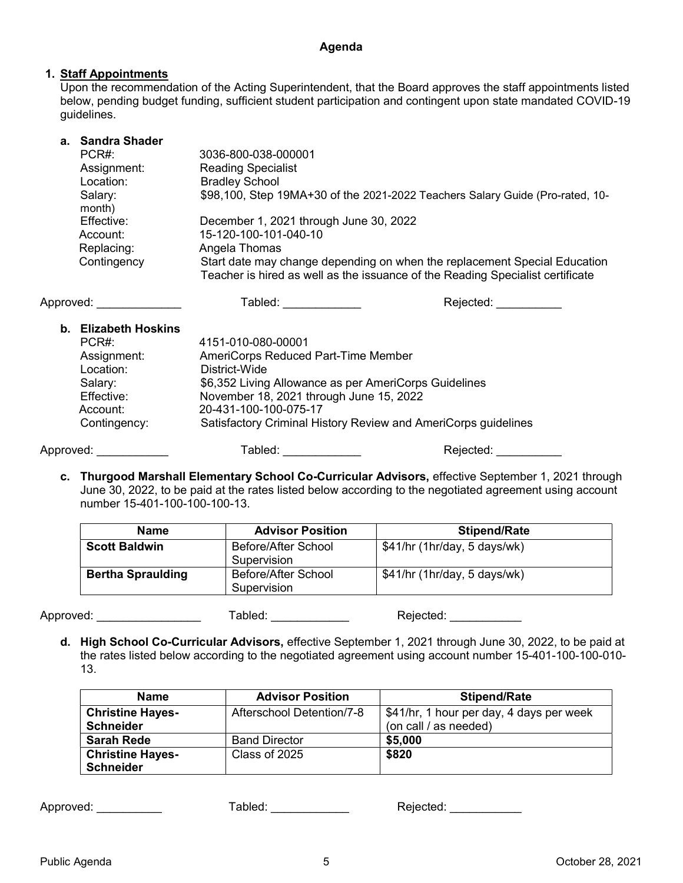**Agenda**

1. **Staff Appointments**

Upon the recommendation of the Acting Superintendent, that the Board approves the staff appointments listed below, pending budget funding, sufficient student participation and contingent upon state mandated COVID-19 guidelines.

**a. Sandra Shader**

PCR#: 3036-800-038-000001
Assignment: Reading Specialist
Location: Bradley School
Salary: $98,100, Step 19MA+30 of the 2021-2022 Teachers Salary Guide (Pro-rated, 10-month)
Effective: December 1, 2021 through June 30, 2022
Account: 15-120-100-101-040-10
Replacing: Angela Thomas
Contingency Start date may change depending on when the replacement Special Education Teacher is hired as well as the issuance of the Reading Specialist certificate

Approved: _____________ Tabled: ____________ Rejected: __________

**b. Elizabeth Hoskins**

PCR#: 4151-010-080-00001
Assignment: AmeriCorps Reduced Part-Time Member
Location: District-Wide
Salary: $6,352 Living Allowance as per AmeriCorps Guidelines
Effective: November 18, 2021 through June 15, 2022
Account: 20-431-100-100-075-17
Contingency: Satisfactory Criminal History Review and AmeriCorps guidelines

Approved: ___________ Tabled: ____________ Rejected: __________

**c. Thurgood Marshall Elementary School Co-Curricular Advisors,** effective September 1, 2021 through June 30, 2022, to be paid at the rates listed below according to the negotiated agreement using account number 15-401-100-100-100-13.

| Name | Advisor Position | Stipend/Rate |
|---|---|---|
| **Scott Baldwin** | Before/After School Supervision | $41/hr (1hr/day, 5 days/wk) |
| **Bertha Sprauldung** | Before/After School Supervision | $41/hr (1hr/day, 5 days/wk) |

Approved: ________________ Tabled: ____________ Rejected: ___________

**d. High School Co-Curricular Advisors,** effective September 1, 2021 through June 30, 2022, to be paid at the rates listed below according to the negotiated agreement using account number 15-401-100-100-010-13.

| Name | Advisor Position | Stipend/Rate |
|---|---|---|
| **Christine Hayes-Schneider** | Afterschool Detention/7-8 | $41/hr, 1 hour per day, 4 days per week (on call / as needed) |
| **Sarah Rede** | Band Director | **$5,000** |
| **Christine Hayes-Schneider** | Class of 2025 | **$820** |

Approved: __________ Tabled: ____________ Rejected: ___________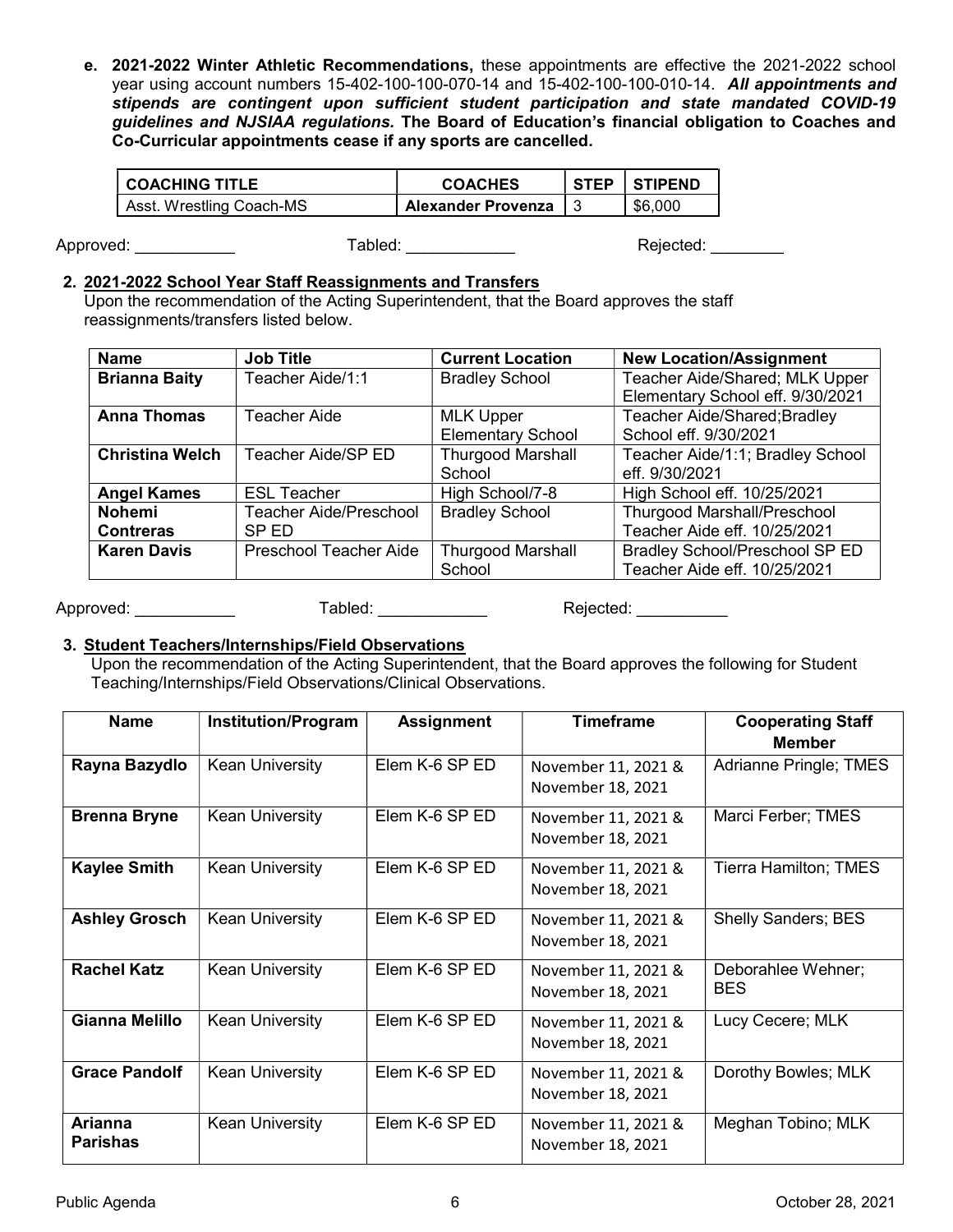**e. 2021-2022 Winter Athletic Recommendations,** these appointments are effective the 2021-2022 school year using account numbers 15-402-100-100-070-14 and 15-402-100-100-010-14. ***All appointments and stipends are contingent upon sufficient student participation and state mandated COVID-19 guidelines and NJSIAA regulations.*** **The Board of Education's financial obligation to Coaches and Co-Curricular appointments cease if any sports are cancelled.**

| COACHING TITLE | COACHES | STEP | STIPEND |
|---|---|---|---|
| Asst. Wrestling Coach-MS | **Alexander Provenza** | 3 | $6,000 |

Approved: ___________ Tabled: ____________ Rejected: ________

**2. 2021-2022 School Year Staff Reassignments and Transfers**

Upon the recommendation of the Acting Superintendent, that the Board approves the staff reassignments/transfers listed below.

| Name | Job Title | Current Location | New Location/Assignment |
|---|---|---|---|
| **Brianna Baity** | Teacher Aide/1:1 | Bradley School | Teacher Aide/Shared; MLK Upper Elementary School eff. 9/30/2021 |
| **Anna Thomas** | Teacher Aide | MLK Upper Elementary School | Teacher Aide/Shared;Bradley School eff. 9/30/2021 |
| **Christina Welch** | Teacher Aide/SP ED | Thurgood Marshall School | Teacher Aide/1:1; Bradley School eff. 9/30/2021 |
| **Angel Kames** | ESL Teacher | High School/7-8 | High School eff. 10/25/2021 |
| **Nohemi Contreras** | Teacher Aide/Preschool SP ED | Bradley School | Thurgood Marshall/Preschool Teacher Aide eff. 10/25/2021 |
| **Karen Davis** | Preschool Teacher Aide | Thurgood Marshall School | Bradley School/Preschool SP ED Teacher Aide eff. 10/25/2021 |

Approved: ___________ Tabled: ____________ Rejected: __________

**3. Student Teachers/Internships/Field Observations**

Upon the recommendation of the Acting Superintendent, that the Board approves the following for Student Teaching/Internships/Field Observations/Clinical Observations.

| Name | Institution/Program | Assignment | Timeframe | Cooperating Staff Member |
|---|---|---|---|---|
| **Rayna Bazydlo** | Kean University | Elem K-6 SP ED | November 11, 2021 & November 18, 2021 | Adrianne Pringle; TMES |
| **Brenna Bryne** | Kean University | Elem K-6 SP ED | November 11, 2021 & November 18, 2021 | Marci Ferber; TMES |
| **Kaylee Smith** | Kean University | Elem K-6 SP ED | November 11, 2021 & November 18, 2021 | Tierra Hamilton; TMES |
| **Ashley Grosch** | Kean University | Elem K-6 SP ED | November 11, 2021 & November 18, 2021 | Shelly Sanders; BES |
| **Rachel Katz** | Kean University | Elem K-6 SP ED | November 11, 2021 & November 18, 2021 | Deborahlee Wehner; BES |
| **Gianna Melillo** | Kean University | Elem K-6 SP ED | November 11, 2021 & November 18, 2021 | Lucy Cecere; MLK |
| **Grace Pandolf** | Kean University | Elem K-6 SP ED | November 11, 2021 & November 18, 2021 | Dorothy Bowles; MLK |
| **Arianna Parishas** | Kean University | Elem K-6 SP ED | November 11, 2021 & November 18, 2021 | Meghan Tobino; MLK |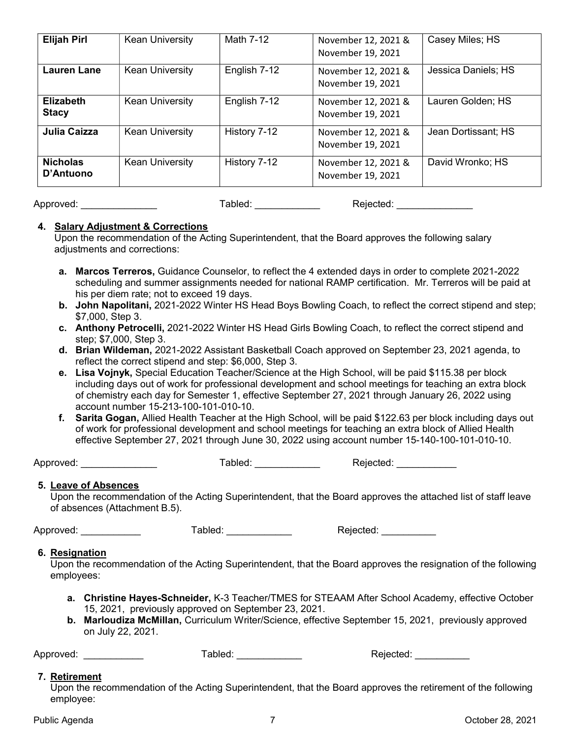| Elijah Pirl | Kean University | Math 7-12 | November 12, 2021 & November 19, 2021 | Casey Miles; HS |
|---|---|---|---|---|
| **Lauren Lane** | Kean University | English 7-12 | November 12, 2021 & November 19, 2021 | Jessica Daniels; HS |
| **Elizabeth Stacy** | Kean University | English 7-12 | November 12, 2021 & November 19, 2021 | Lauren Golden; HS |
| **Julia Caizza** | Kean University | History 7-12 | November 12, 2021 & November 19, 2021 | Jean Dortissant; HS |
| **Nicholas D'Antuono** | Kean University | History 7-12 | November 12, 2021 & November 19, 2021 | David Wronko; HS |

Approved: ______________ Tabled: ____________ Rejected: ______________

**4. Salary Adjustment & Corrections**

Upon the recommendation of the Acting Superintendent, that the Board approves the following salary adjustments and corrections:

a. **Marcos Terreros,** Guidance Counselor, to reflect the 4 extended days in order to complete 2021-2022 scheduling and summer assignments needed for national RAMP certification. Mr. Terreros will be paid at his per diem rate; not to exceed 19 days.

b. **John Napolitani,** 2021-2022 Winter HS Head Boys Bowling Coach, to reflect the correct stipend and step; $7,000, Step 3.

c. **Anthony Petrocelli,** 2021-2022 Winter HS Head Girls Bowling Coach, to reflect the correct stipend and step; $7,000, Step 3.

d. **Brian Wildeman,** 2021-2022 Assistant Basketball Coach approved on September 23, 2021 agenda, to reflect the correct stipend and step: $6,000, Step 3.

e. **Lisa Vojnyk,** Special Education Teacher/Science at the High School, will be paid $115.38 per block including days out of work for professional development and school meetings for teaching an extra block of chemistry each day for Semester 1, effective September 27, 2021 through January 26, 2022 using account number 15-213-100-101-010-10.

f. **Sarita Gogan,** Allied Health Teacher at the High School, will be paid $122.63 per block including days out of work for professional development and school meetings for teaching an extra block of Allied Health effective September 27, 2021 through June 30, 2022 using account number 15-140-100-101-010-10.

Approved: ______________ Tabled: ____________ Rejected: ___________

**5. Leave of Absences**

Upon the recommendation of the Acting Superintendent, that the Board approves the attached list of staff leave of absences (Attachment B.5).

Approved: ___________ Tabled: ____________ Rejected: __________

**6. Resignation**

Upon the recommendation of the Acting Superintendent, that the Board approves the resignation of the following employees:

a. **Christine Hayes-Schneider,** K-3 Teacher/TMES for STEAAM After School Academy, effective October 15, 2021, previously approved on September 23, 2021.

b. **Marloudiza McMillan,** Curriculum Writer/Science, effective September 15, 2021, previously approved on July 22, 2021.

Approved: ___________ Tabled: ____________ Rejected: __________

**7. Retirement**

Upon the recommendation of the Acting Superintendent, that the Board approves the retirement of the following employee: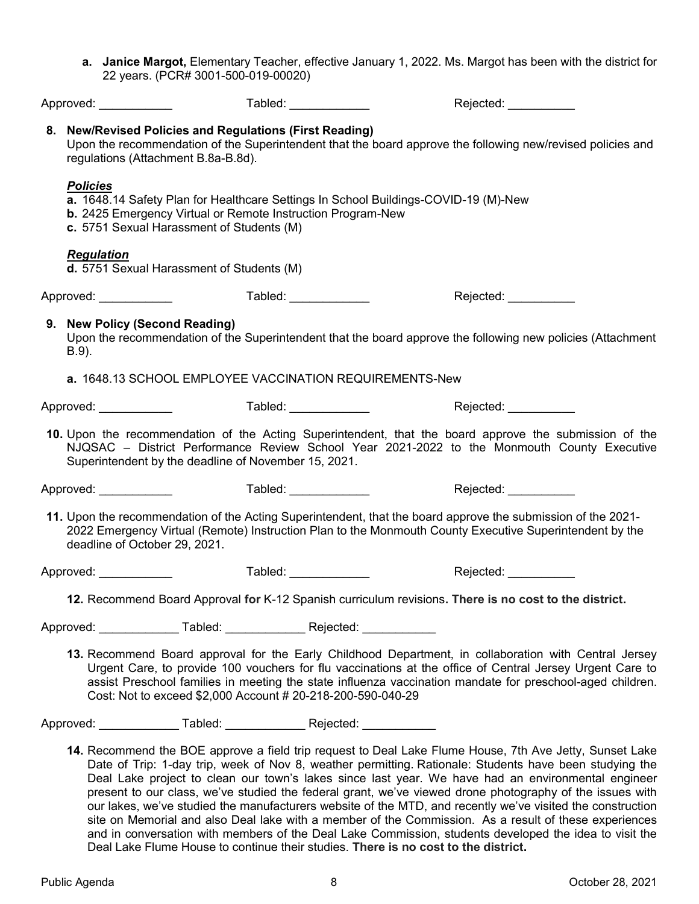a. **Janice Margot,** Elementary Teacher, effective January 1, 2022. Ms. Margot has been with the district for 22 years. (PCR# 3001-500-019-00020)

Approved: ___________ Tabled: ____________ Rejected: __________

**8. New/Revised Policies and Regulations (First Reading)**
Upon the recommendation of the Superintendent that the board approve the following new/revised policies and regulations (Attachment B.8a-B.8d).

***Policies***
**a.** 1648.14 Safety Plan for Healthcare Settings In School Buildings-COVID-19 (M)-New
**b.** 2425 Emergency Virtual or Remote Instruction Program-New
**c.** 5751 Sexual Harassment of Students (M)

***Regulation***
**d.** 5751 Sexual Harassment of Students (M)

Approved: ___________ Tabled: ____________ Rejected: __________

**9. New Policy (Second Reading)**
Upon the recommendation of the Superintendent that the board approve the following new policies (Attachment B.9).

**a.** 1648.13 SCHOOL EMPLOYEE VACCINATION REQUIREMENTS-New

Approved: ___________ Tabled: ____________ Rejected: __________

**10.** Upon the recommendation of the Acting Superintendent, that the board approve the submission of the NJQSAC – District Performance Review School Year 2021-2022 to the Monmouth County Executive Superintendent by the deadline of November 15, 2021.

Approved: ___________ Tabled: ____________ Rejected: __________

**11.** Upon the recommendation of the Acting Superintendent, that the board approve the submission of the 2021-2022 Emergency Virtual (Remote) Instruction Plan to the Monmouth County Executive Superintendent by the deadline of October 29, 2021.

Approved: ___________ Tabled: ____________ Rejected: __________

**12.** Recommend Board Approval **for** K-12 Spanish curriculum revisions**. There is no cost to the district.**

Approved: ____________ Tabled: ____________ Rejected: ___________

**13.** Recommend Board approval for the Early Childhood Department, in collaboration with Central Jersey Urgent Care, to provide 100 vouchers for flu vaccinations at the office of Central Jersey Urgent Care to assist Preschool families in meeting the state influenza vaccination mandate for preschool-aged children. Cost: Not to exceed $2,000 Account # 20-218-200-590-040-29

Approved: ____________ Tabled: ____________ Rejected: ___________

**14.** Recommend the BOE approve a field trip request to Deal Lake Flume House, 7th Ave Jetty, Sunset Lake Date of Trip: 1-day trip, week of Nov 8, weather permitting. Rationale: Students have been studying the Deal Lake project to clean our town's lakes since last year. We have had an environmental engineer present to our class, we've studied the federal grant, we've viewed drone photography of the issues with our lakes, we've studied the manufacturers website of the MTD, and recently we've visited the construction site on Memorial and also Deal lake with a member of the Commission. As a result of these experiences and in conversation with members of the Deal Lake Commission, students developed the idea to visit the Deal Lake Flume House to continue their studies. **There is no cost to the district.**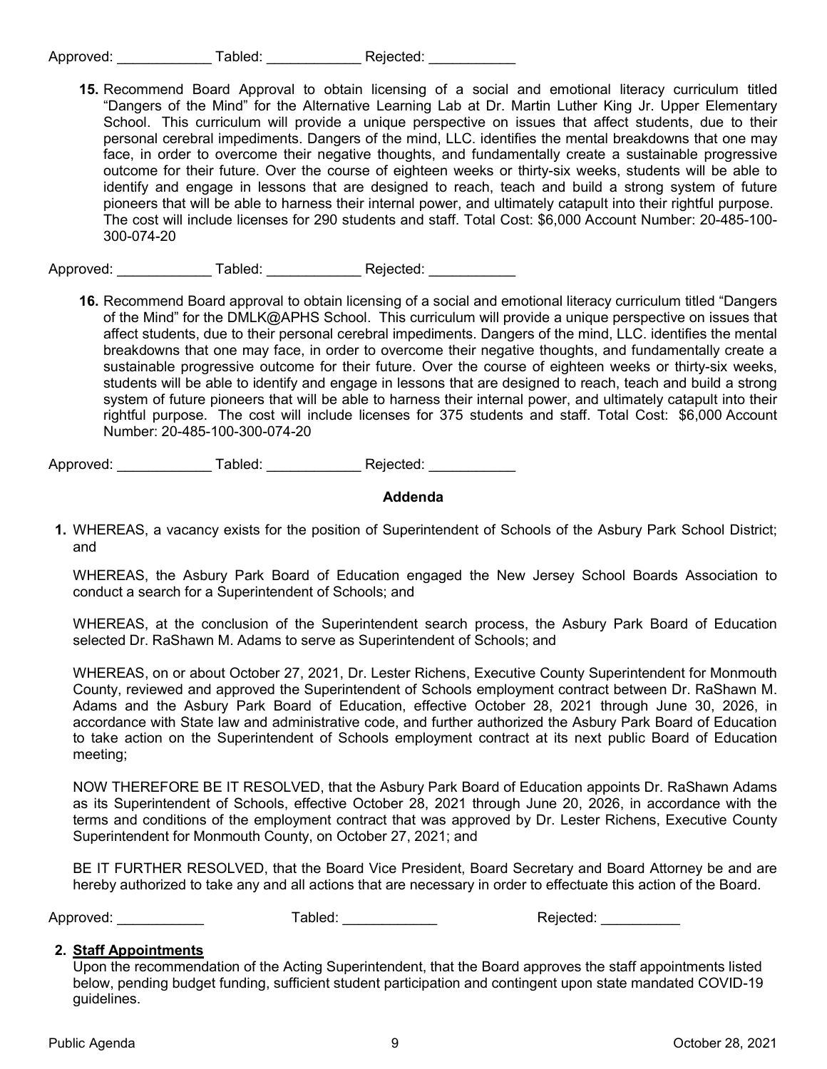Approved: ____________ Tabled: ____________ Rejected: ___________

15. Recommend Board Approval to obtain licensing of a social and emotional literacy curriculum titled "Dangers of the Mind" for the Alternative Learning Lab at Dr. Martin Luther King Jr. Upper Elementary School. This curriculum will provide a unique perspective on issues that affect students, due to their personal cerebral impediments. Dangers of the mind, LLC. identifies the mental breakdowns that one may face, in order to overcome their negative thoughts, and fundamentally create a sustainable progressive outcome for their future. Over the course of eighteen weeks or thirty-six weeks, students will be able to identify and engage in lessons that are designed to reach, teach and build a strong system of future pioneers that will be able to harness their internal power, and ultimately catapult into their rightful purpose. The cost will include licenses for 290 students and staff. Total Cost: $6,000 Account Number: 20-485-100-300-074-20

Approved: ____________ Tabled: ____________ Rejected: ___________

16. Recommend Board approval to obtain licensing of a social and emotional literacy curriculum titled "Dangers of the Mind" for the DMLK@APHS School. This curriculum will provide a unique perspective on issues that affect students, due to their personal cerebral impediments. Dangers of the mind, LLC. identifies the mental breakdowns that one may face, in order to overcome their negative thoughts, and fundamentally create a sustainable progressive outcome for their future. Over the course of eighteen weeks or thirty-six weeks, students will be able to identify and engage in lessons that are designed to reach, teach and build a strong system of future pioneers that will be able to harness their internal power, and ultimately catapult into their rightful purpose. The cost will include licenses for 375 students and staff. Total Cost: $6,000 Account Number: 20-485-100-300-074-20

Approved: ____________ Tabled: ____________ Rejected: ___________

## Addenda

1. WHEREAS, a vacancy exists for the position of Superintendent of Schools of the Asbury Park School District; and

   WHEREAS, the Asbury Park Board of Education engaged the New Jersey School Boards Association to conduct a search for a Superintendent of Schools; and

   WHEREAS, at the conclusion of the Superintendent search process, the Asbury Park Board of Education selected Dr. RaShawn M. Adams to serve as Superintendent of Schools; and

   WHEREAS, on or about October 27, 2021, Dr. Lester Richens, Executive County Superintendent for Monmouth County, reviewed and approved the Superintendent of Schools employment contract between Dr. RaShawn M. Adams and the Asbury Park Board of Education, effective October 28, 2021 through June 30, 2026, in accordance with State law and administrative code, and further authorized the Asbury Park Board of Education to take action on the Superintendent of Schools employment contract at its next public Board of Education meeting;

   NOW THEREFORE BE IT RESOLVED, that the Asbury Park Board of Education appoints Dr. RaShawn Adams as its Superintendent of Schools, effective October 28, 2021 through June 20, 2026, in accordance with the terms and conditions of the employment contract that was approved by Dr. Lester Richens, Executive County Superintendent for Monmouth County, on October 27, 2021; and

   BE IT FURTHER RESOLVED, that the Board Vice President, Board Secretary and Board Attorney be and are hereby authorized to take any and all actions that are necessary in order to effectuate this action of the Board.

Approved: ___________ Tabled: ____________ Rejected: __________

2. **Staff Appointments**
   Upon the recommendation of the Acting Superintendent, that the Board approves the staff appointments listed below, pending budget funding, sufficient student participation and contingent upon state mandated COVID-19 guidelines.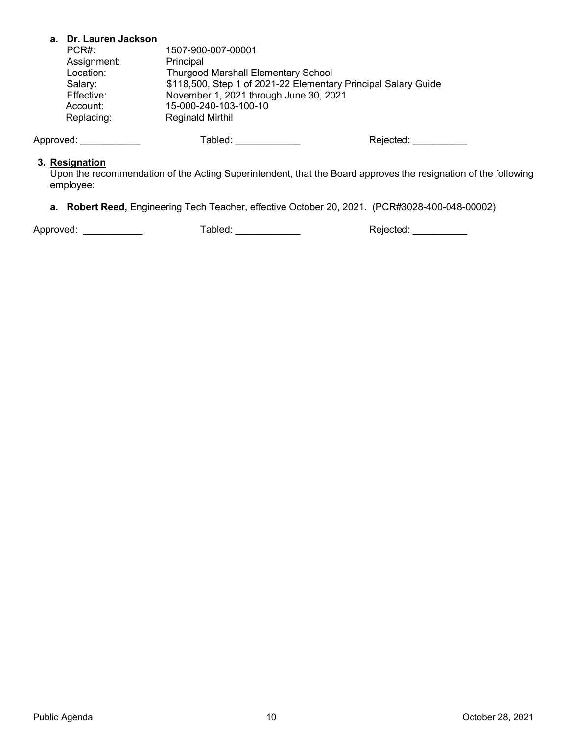a. **Dr. Lauren Jackson**

| | |
|---|---|
| PCR#: | 1507-900-007-00001 |
| Assignment: | Principal |
| Location: | Thurgood Marshall Elementary School |
| Salary: | $118,500, Step 1 of 2021-22 Elementary Principal Salary Guide |
| Effective: | November 1, 2021 through June 30, 2021 |
| Account: | 15-000-240-103-100-10 |
| Replacing: | Reginald Mirthil |

Approved: ___________ Tabled: ____________ Rejected: __________

**3. Resignation**

Upon the recommendation of the Acting Superintendent, that the Board approves the resignation of the following employee:

a. **Robert Reed,** Engineering Tech Teacher, effective October 20, 2021. (PCR#3028-400-048-00002)

Approved: ___________ Tabled: ____________ Rejected: __________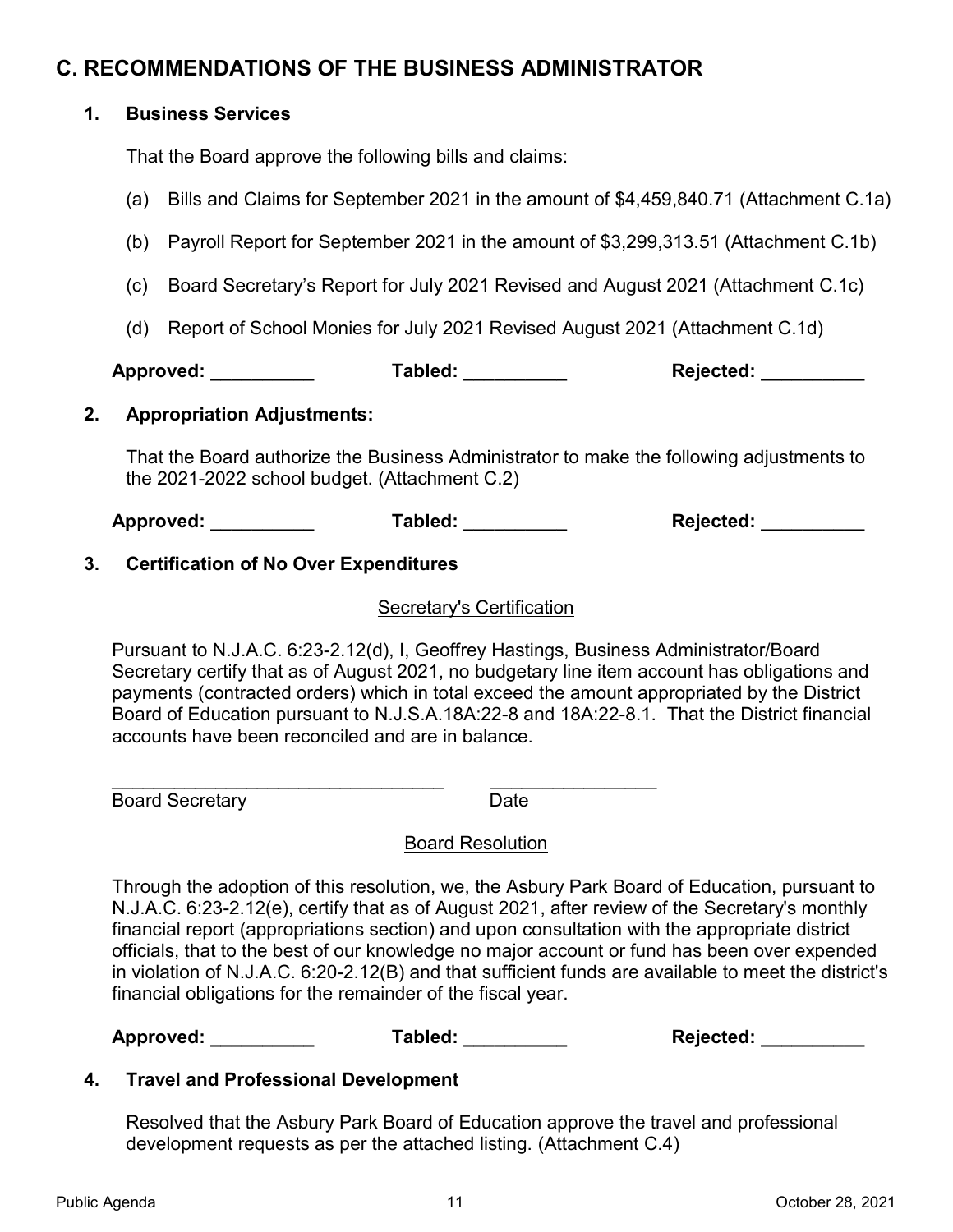## C. RECOMMENDATIONS OF THE BUSINESS ADMINISTRATOR

### 1. Business Services

That the Board approve the following bills and claims:

(a) Bills and Claims for September 2021 in the amount of $4,459,840.71 (Attachment C.1a)

(b) Payroll Report for September 2021 in the amount of $3,299,313.51 (Attachment C.1b)

(c) Board Secretary's Report for July 2021 Revised and August 2021 (Attachment C.1c)

(d) Report of School Monies for July 2021 Revised August 2021 (Attachment C.1d)

**Approved: __________ Tabled: __________ Rejected: __________**

### 2. Appropriation Adjustments:

That the Board authorize the Business Administrator to make the following adjustments to the 2021-2022 school budget. (Attachment C.2)

**Approved: __________ Tabled: __________ Rejected: __________**

### 3. Certification of No Over Expenditures

Secretary's Certification

Pursuant to N.J.A.C. 6:23-2.12(d), I, Geoffrey Hastings, Business Administrator/Board Secretary certify that as of August 2021, no budgetary line item account has obligations and payments (contracted orders) which in total exceed the amount appropriated by the District Board of Education pursuant to N.J.S.A.18A:22-8 and 18A:22-8.1. That the District financial accounts have been reconciled and are in balance.

_________________________________ ________________
Board Secretary Date

Board Resolution

Through the adoption of this resolution, we, the Asbury Park Board of Education, pursuant to N.J.A.C. 6:23-2.12(e), certify that as of August 2021, after review of the Secretary's monthly financial report (appropriations section) and upon consultation with the appropriate district officials, that to the best of our knowledge no major account or fund has been over expended in violation of N.J.A.C. 6:20-2.12(B) and that sufficient funds are available to meet the district's financial obligations for the remainder of the fiscal year.

**Approved: __________ Tabled: __________ Rejected: __________**

### 4. Travel and Professional Development

Resolved that the Asbury Park Board of Education approve the travel and professional development requests as per the attached listing. (Attachment C.4)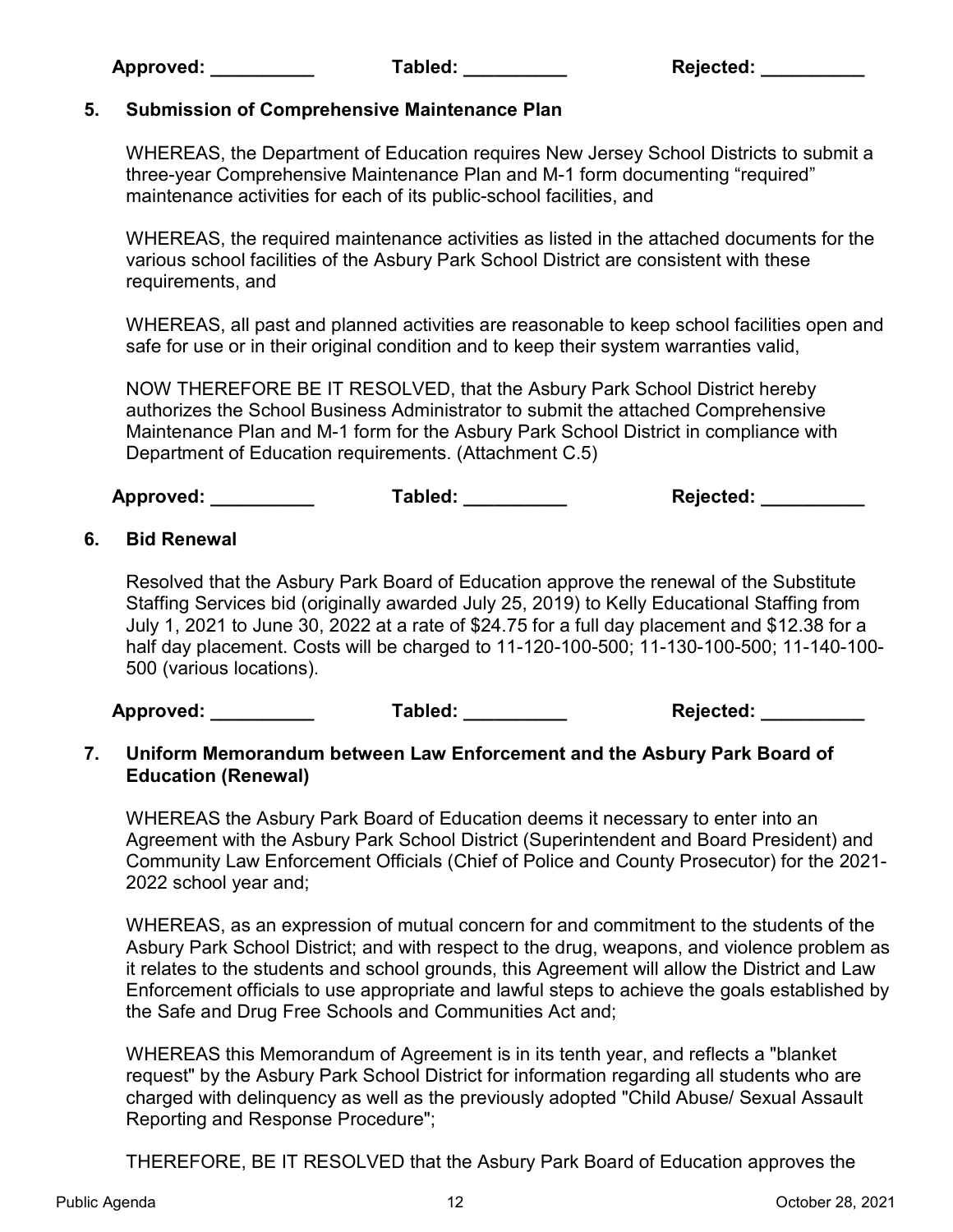**Approved: __________ Tabled: __________ Rejected: __________**

### 5. Submission of Comprehensive Maintenance Plan

WHEREAS, the Department of Education requires New Jersey School Districts to submit a three-year Comprehensive Maintenance Plan and M-1 form documenting "required" maintenance activities for each of its public-school facilities, and

WHEREAS, the required maintenance activities as listed in the attached documents for the various school facilities of the Asbury Park School District are consistent with these requirements, and

WHEREAS, all past and planned activities are reasonable to keep school facilities open and safe for use or in their original condition and to keep their system warranties valid,

NOW THEREFORE BE IT RESOLVED, that the Asbury Park School District hereby authorizes the School Business Administrator to submit the attached Comprehensive Maintenance Plan and M-1 form for the Asbury Park School District in compliance with Department of Education requirements. (Attachment C.5)

**Approved: __________ Tabled: __________ Rejected: __________**

### 6. Bid Renewal

Resolved that the Asbury Park Board of Education approve the renewal of the Substitute Staffing Services bid (originally awarded July 25, 2019) to Kelly Educational Staffing from July 1, 2021 to June 30, 2022 at a rate of $24.75 for a full day placement and $12.38 for a half day placement. Costs will be charged to 11-120-100-500; 11-130-100-500; 11-140-100-500 (various locations).

**Approved: __________ Tabled: __________ Rejected: __________**

### 7. Uniform Memorandum between Law Enforcement and the Asbury Park Board of Education (Renewal)

WHEREAS the Asbury Park Board of Education deems it necessary to enter into an Agreement with the Asbury Park School District (Superintendent and Board President) and Community Law Enforcement Officials (Chief of Police and County Prosecutor) for the 2021-2022 school year and;

WHEREAS, as an expression of mutual concern for and commitment to the students of the Asbury Park School District; and with respect to the drug, weapons, and violence problem as it relates to the students and school grounds, this Agreement will allow the District and Law Enforcement officials to use appropriate and lawful steps to achieve the goals established by the Safe and Drug Free Schools and Communities Act and;

WHEREAS this Memorandum of Agreement is in its tenth year, and reflects a "blanket request" by the Asbury Park School District for information regarding all students who are charged with delinquency as well as the previously adopted "Child Abuse/ Sexual Assault Reporting and Response Procedure";

THEREFORE, BE IT RESOLVED that the Asbury Park Board of Education approves the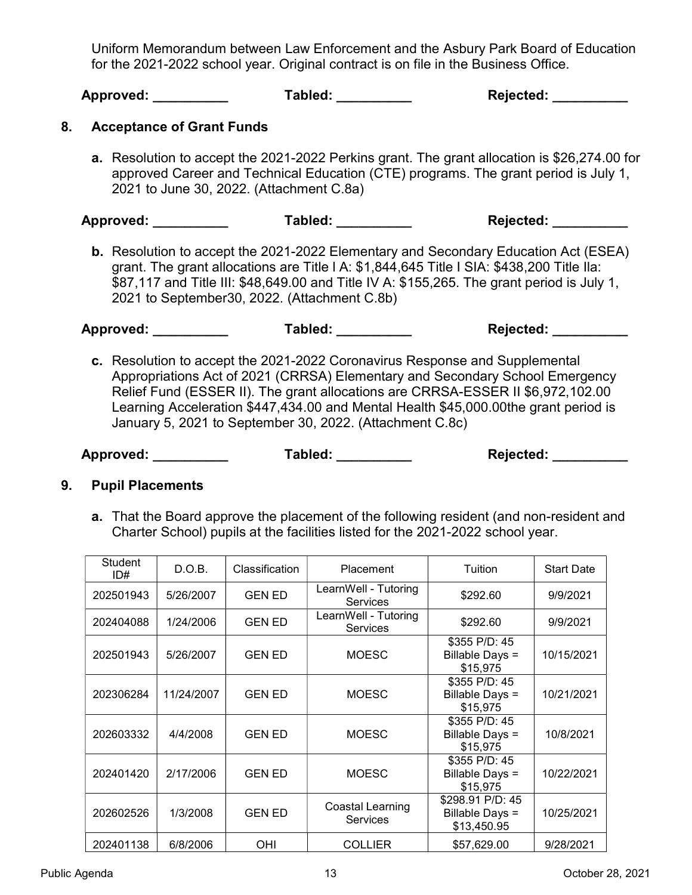Uniform Memorandum between Law Enforcement and the Asbury Park Board of Education for the 2021-2022 school year. Original contract is on file in the Business Office.

**Approved: __________ Tabled: __________ Rejected: __________**

**8. Acceptance of Grant Funds**

**a.** Resolution to accept the 2021-2022 Perkins grant. The grant allocation is $26,274.00 for approved Career and Technical Education (CTE) programs. The grant period is July 1, 2021 to June 30, 2022. (Attachment C.8a)

**Approved: __________ Tabled: __________ Rejected: __________**

**b.** Resolution to accept the 2021-2022 Elementary and Secondary Education Act (ESEA) grant. The grant allocations are Title I A: $1,844,645 Title I SIA: $438,200 Title IIa: $87,117 and Title III: $48,649.00 and Title IV A: $155,265. The grant period is July 1, 2021 to September30, 2022. (Attachment C.8b)

**Approved: __________ Tabled: __________ Rejected: __________**

**c.** Resolution to accept the 2021-2022 Coronavirus Response and Supplemental Appropriations Act of 2021 (CRRSA) Elementary and Secondary School Emergency Relief Fund (ESSER II). The grant allocations are CRRSA-ESSER II $6,972,102.00 Learning Acceleration $447,434.00 and Mental Health $45,000.00the grant period is January 5, 2021 to September 30, 2022. (Attachment C.8c)

**Approved: __________ Tabled: __________ Rejected: __________**

**9. Pupil Placements**

**a.** That the Board approve the placement of the following resident (and non-resident and Charter School) pupils at the facilities listed for the 2021-2022 school year.

| Student ID# | D.O.B. | Classification | Placement | Tuition | Start Date |
|---|---|---|---|---|---|
| 202501943 | 5/26/2007 | GEN ED | LearnWell - Tutoring Services | $292.60 | 9/9/2021 |
| 202404088 | 1/24/2006 | GEN ED | LearnWell - Tutoring Services | $292.60 | 9/9/2021 |
| 202501943 | 5/26/2007 | GEN ED | MOESC | $355 P/D: 45 Billable Days = $15,975 | 10/15/2021 |
| 202306284 | 11/24/2007 | GEN ED | MOESC | $355 P/D: 45 Billable Days = $15,975 | 10/21/2021 |
| 202603332 | 4/4/2008 | GEN ED | MOESC | $355 P/D: 45 Billable Days = $15,975 | 10/8/2021 |
| 202401420 | 2/17/2006 | GEN ED | MOESC | $355 P/D: 45 Billable Days = $15,975 | 10/22/2021 |
| 202602526 | 1/3/2008 | GEN ED | Coastal Learning Services | $298.91 P/D: 45 Billable Days = $13,450.95 | 10/25/2021 |
| 202401138 | 6/8/2006 | OHI | COLLIER | $57,629.00 | 9/28/2021 |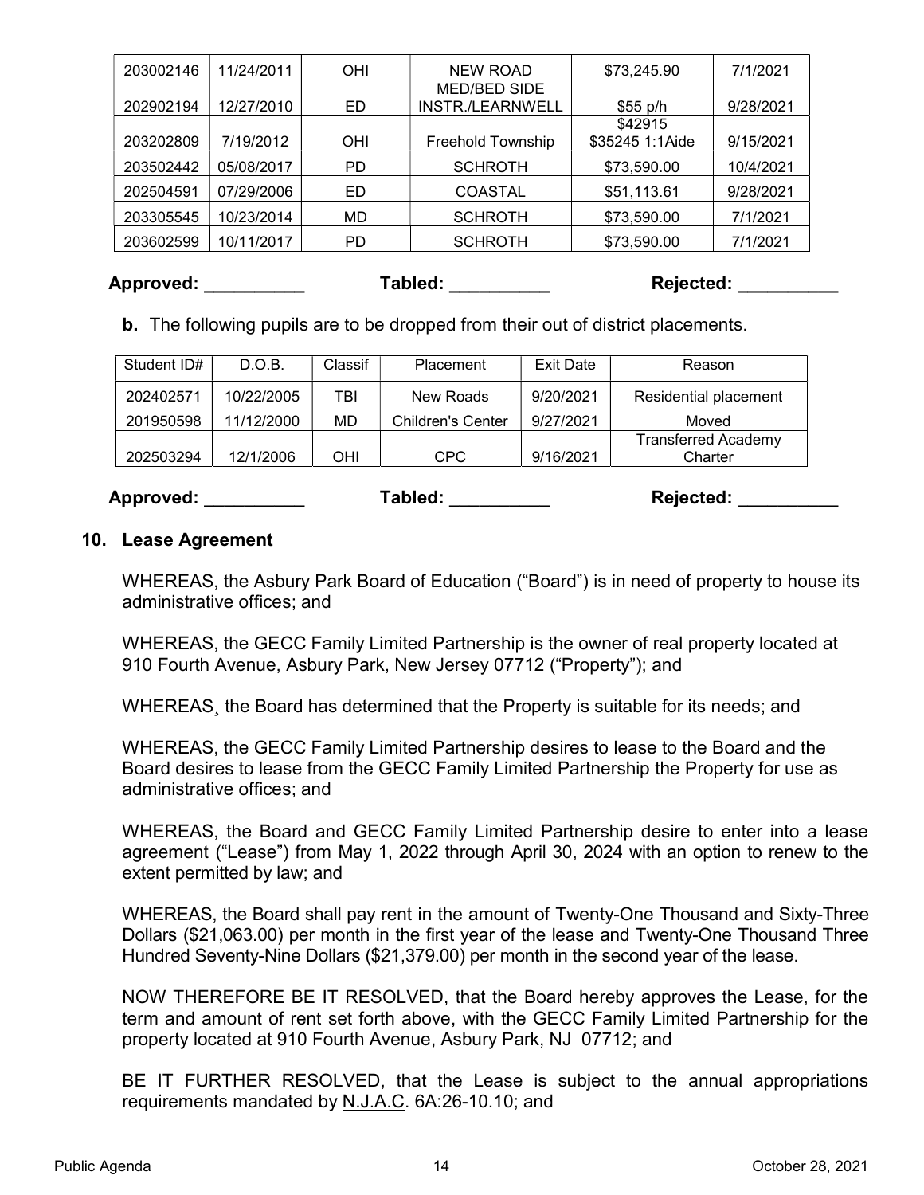| 203002146 | 11/24/2011 | OHI | NEW ROAD | $73,245.90 | 7/1/2021 |
|---|---|---|---|---|---|
| 202902194 | 12/27/2010 | ED | MED/BED SIDE INSTR./LEARNWELL | $55 p/h | 9/28/2021 |
| 203202809 | 7/19/2012 | OHI | Freehold Township | $42915 $35245 1:1Aide | 9/15/2021 |
| 203502442 | 05/08/2017 | PD | SCHROTH | $73,590.00 | 10/4/2021 |
| 202504591 | 07/29/2006 | ED | COASTAL | $51,113.61 | 9/28/2021 |
| 203305545 | 10/23/2014 | MD | SCHROTH | $73,590.00 | 7/1/2021 |
| 203602599 | 10/11/2017 | PD | SCHROTH | $73,590.00 | 7/1/2021 |

**Approved:** __________ **Tabled:** __________ **Rejected:** __________

**b.** The following pupils are to be dropped from their out of district placements.

| Student ID# | D.O.B. | Classif | Placement | Exit Date | Reason |
|---|---|---|---|---|---|
| 202402571 | 10/22/2005 | TBI | New Roads | 9/20/2021 | Residential placement |
| 201950598 | 11/12/2000 | MD | Children's Center | 9/27/2021 | Moved |
| 202503294 | 12/1/2006 | OHI | CPC | 9/16/2021 | Transferred Academy Charter |

**Approved:** __________ **Tabled:** __________ **Rejected:** __________

## 10. Lease Agreement

WHEREAS, the Asbury Park Board of Education ("Board") is in need of property to house its administrative offices; and

WHEREAS, the GECC Family Limited Partnership is the owner of real property located at 910 Fourth Avenue, Asbury Park, New Jersey 07712 ("Property"); and

WHEREAS¸ the Board has determined that the Property is suitable for its needs; and

WHEREAS, the GECC Family Limited Partnership desires to lease to the Board and the Board desires to lease from the GECC Family Limited Partnership the Property for use as administrative offices; and

WHEREAS, the Board and GECC Family Limited Partnership desire to enter into a lease agreement ("Lease") from May 1, 2022 through April 30, 2024 with an option to renew to the extent permitted by law; and

WHEREAS, the Board shall pay rent in the amount of Twenty-One Thousand and Sixty-Three Dollars ($21,063.00) per month in the first year of the lease and Twenty-One Thousand Three Hundred Seventy-Nine Dollars ($21,379.00) per month in the second year of the lease.

NOW THEREFORE BE IT RESOLVED, that the Board hereby approves the Lease, for the term and amount of rent set forth above, with the GECC Family Limited Partnership for the property located at 910 Fourth Avenue, Asbury Park, NJ 07712; and

BE IT FURTHER RESOLVED, that the Lease is subject to the annual appropriations requirements mandated by N.J.A.C. 6A:26-10.10; and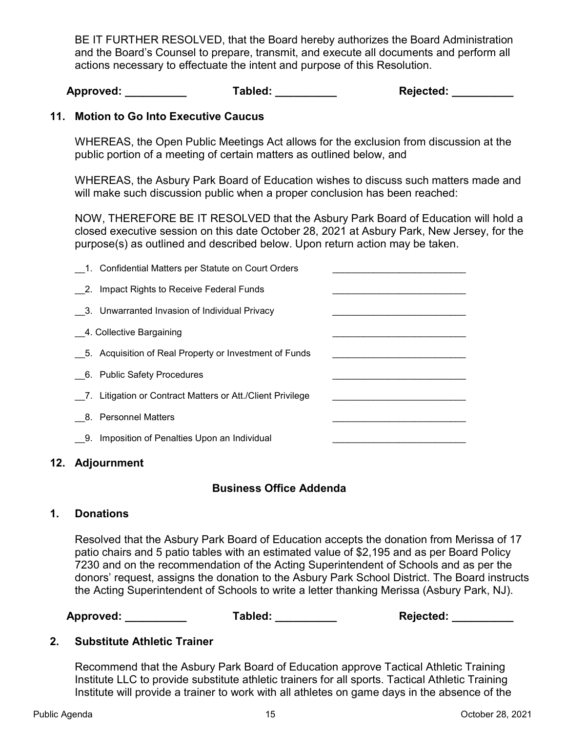BE IT FURTHER RESOLVED, that the Board hereby authorizes the Board Administration and the Board's Counsel to prepare, transmit, and execute all documents and perform all actions necessary to effectuate the intent and purpose of this Resolution.

**Approved: __________ Tabled: __________ Rejected: __________**

### 11. Motion to Go Into Executive Caucus

WHEREAS, the Open Public Meetings Act allows for the exclusion from discussion at the public portion of a meeting of certain matters as outlined below, and

WHEREAS, the Asbury Park Board of Education wishes to discuss such matters made and will make such discussion public when a proper conclusion has been reached:

NOW, THEREFORE BE IT RESOLVED that the Asbury Park Board of Education will hold a closed executive session on this date October 28, 2021 at Asbury Park, New Jersey, for the purpose(s) as outlined and described below. Upon return action may be taken.

__1. Confidential Matters per Statute on Court Orders __________________________

__2. Impact Rights to Receive Federal Funds __________________________

__3. Unwarranted Invasion of Individual Privacy __________________________

__4. Collective Bargaining __________________________

__5. Acquisition of Real Property or Investment of Funds __________________________

__6. Public Safety Procedures __________________________

__7. Litigation or Contract Matters or Att./Client Privilege __________________________

__8. Personnel Matters __________________________

__9. Imposition of Penalties Upon an Individual __________________________

### 12. Adjournment

## Business Office Addenda

### 1. Donations

Resolved that the Asbury Park Board of Education accepts the donation from Merissa of 17 patio chairs and 5 patio tables with an estimated value of $2,195 and as per Board Policy 7230 and on the recommendation of the Acting Superintendent of Schools and as per the donors' request, assigns the donation to the Asbury Park School District. The Board instructs the Acting Superintendent of Schools to write a letter thanking Merissa (Asbury Park, NJ).

**Approved: __________ Tabled: __________ Rejected: __________**

### 2. Substitute Athletic Trainer

Recommend that the Asbury Park Board of Education approve Tactical Athletic Training Institute LLC to provide substitute athletic trainers for all sports. Tactical Athletic Training Institute will provide a trainer to work with all athletes on game days in the absence of the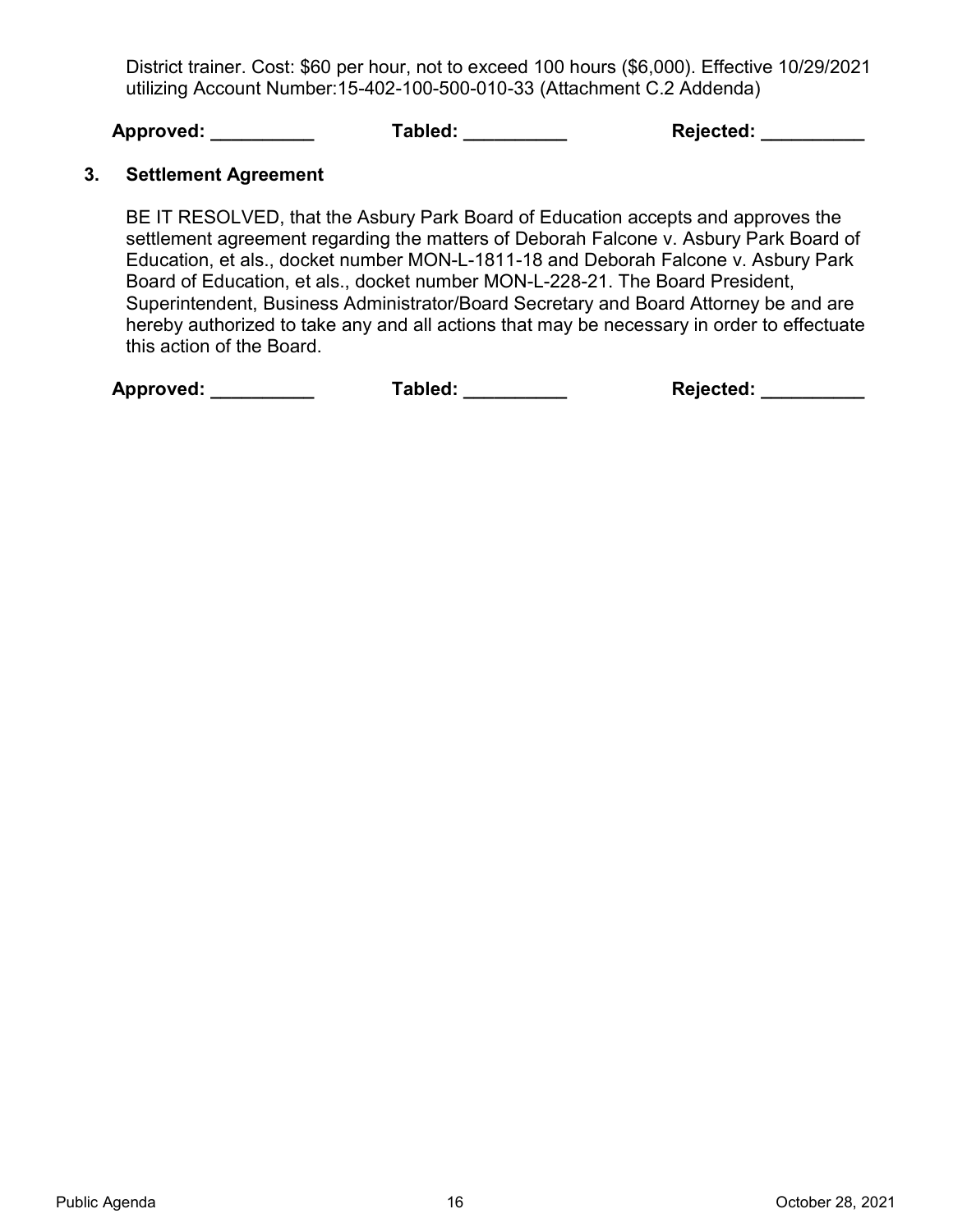District trainer. Cost: $60 per hour, not to exceed 100 hours ($6,000). Effective 10/29/2021 utilizing Account Number:15-402-100-500-010-33 (Attachment C.2 Addenda)

**Approved: __________ Tabled: __________ Rejected: __________**

**3. Settlement Agreement**

BE IT RESOLVED, that the Asbury Park Board of Education accepts and approves the settlement agreement regarding the matters of Deborah Falcone v. Asbury Park Board of Education, et als., docket number MON-L-1811-18 and Deborah Falcone v. Asbury Park Board of Education, et als., docket number MON-L-228-21. The Board President, Superintendent, Business Administrator/Board Secretary and Board Attorney be and are hereby authorized to take any and all actions that may be necessary in order to effectuate this action of the Board.

**Approved: __________ Tabled: __________ Rejected: __________**